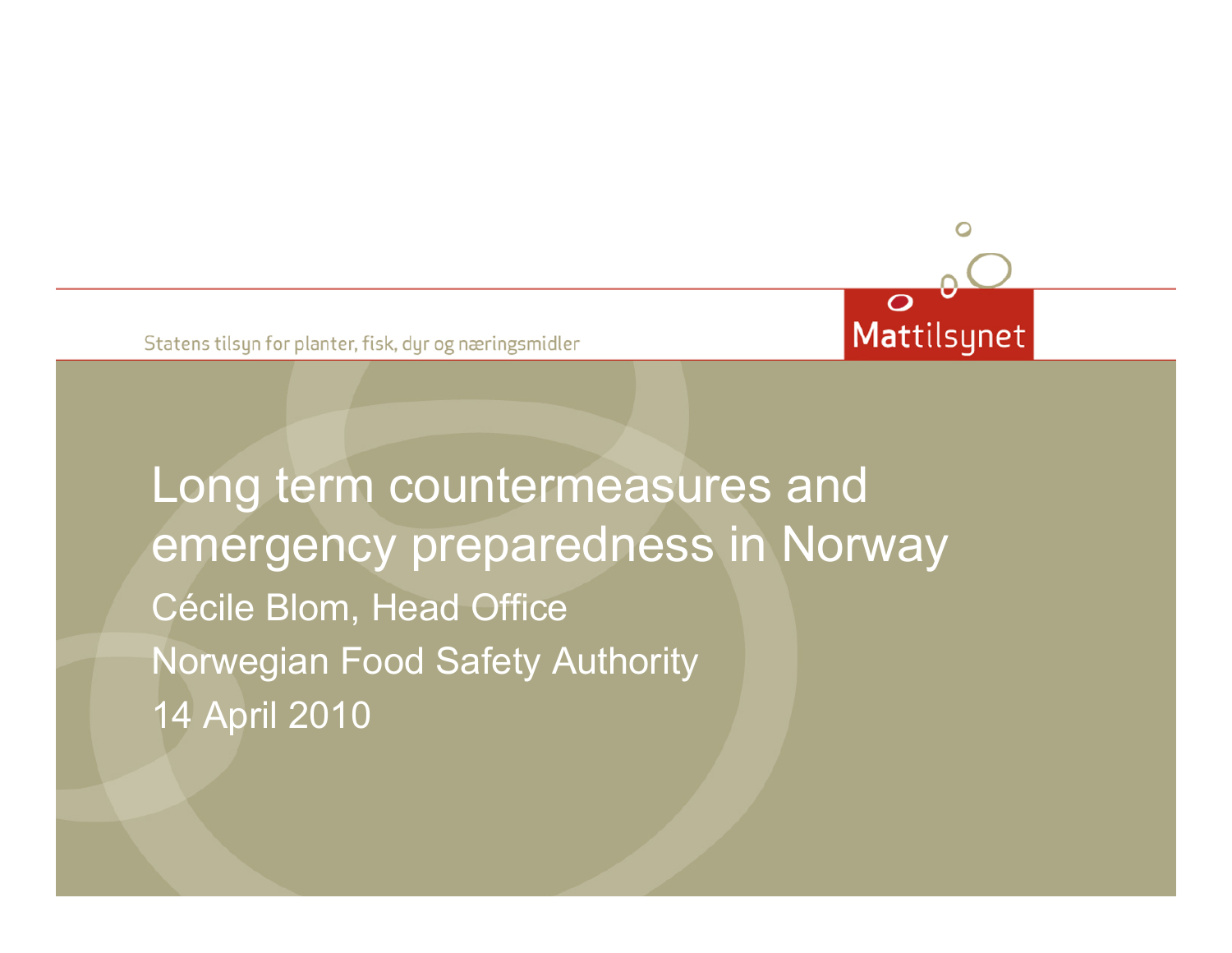Statens tilsyn for planter, fisk, dyr og næringsmidler

Mattilsynet

# Long term countermeasures and emergency preparedness in Norway

Cécile Blom, Head Office

Norwegian Food Safety Authority

14 April 2010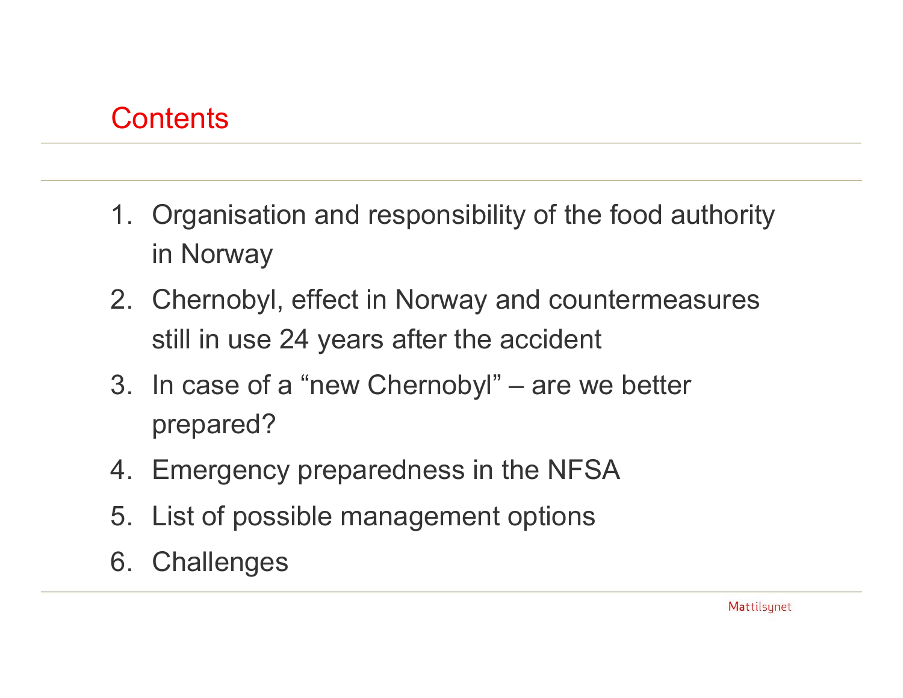# Contents

1. Organisation and responsibility of the food authority in Norway
2. Chernobyl, effect in Norway and countermeasures still in use 24 years after the accident
3. In case of a "new Chernobyl" – are we better prepared?
4. Emergency preparedness in the NFSA
5. List of possible management options
6. Challenges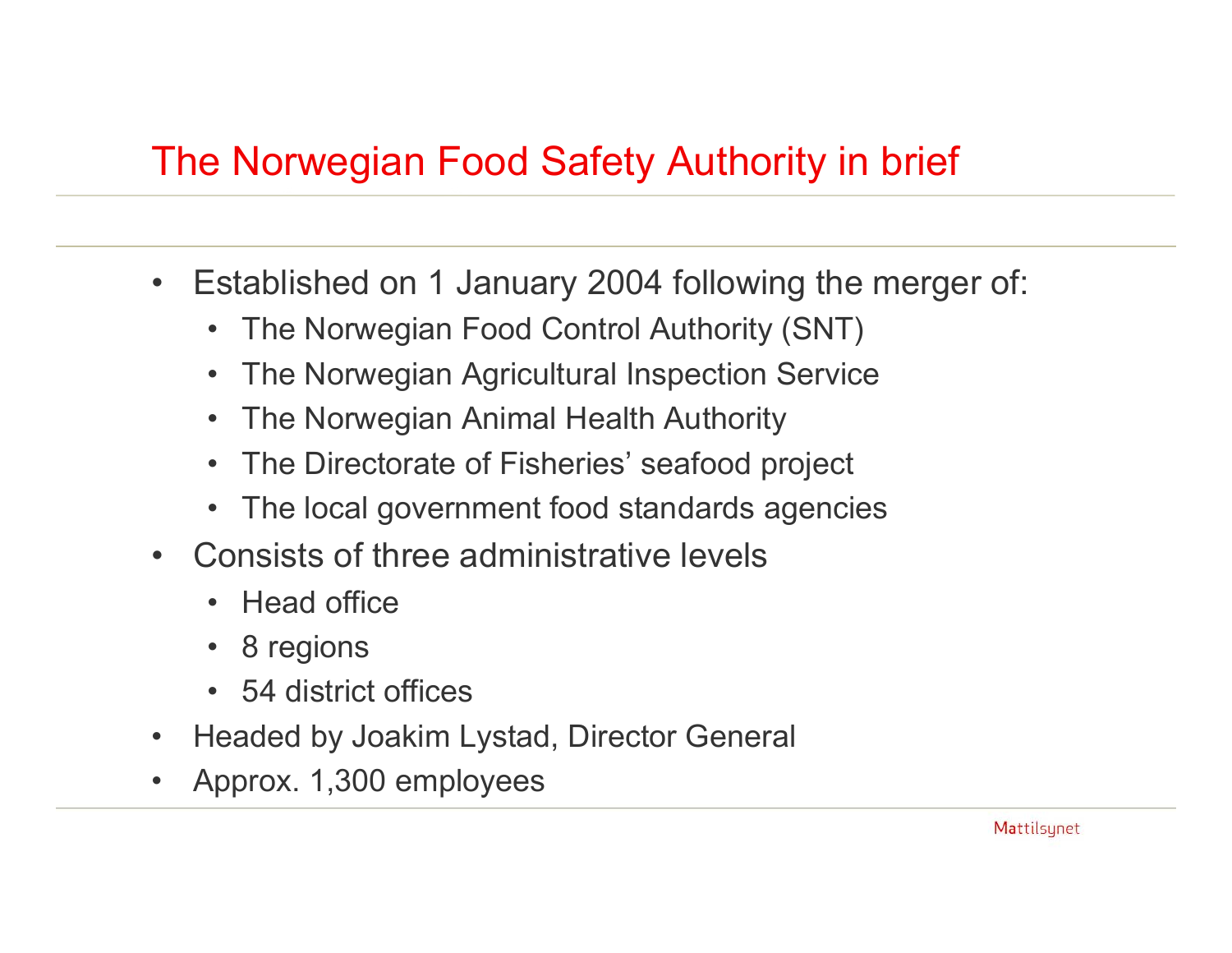# The Norwegian Food Safety Authority in brief

- Established on 1 January 2004 following the merger of:
  - The Norwegian Food Control Authority (SNT)
  - The Norwegian Agricultural Inspection Service
  - The Norwegian Animal Health Authority
  - The Directorate of Fisheries' seafood project
  - The local government food standards agencies
- Consists of three administrative levels
  - Head office
  - 8 regions
  - 54 district offices
- Headed by Joakim Lystad, Director General
- Approx. 1,300 employees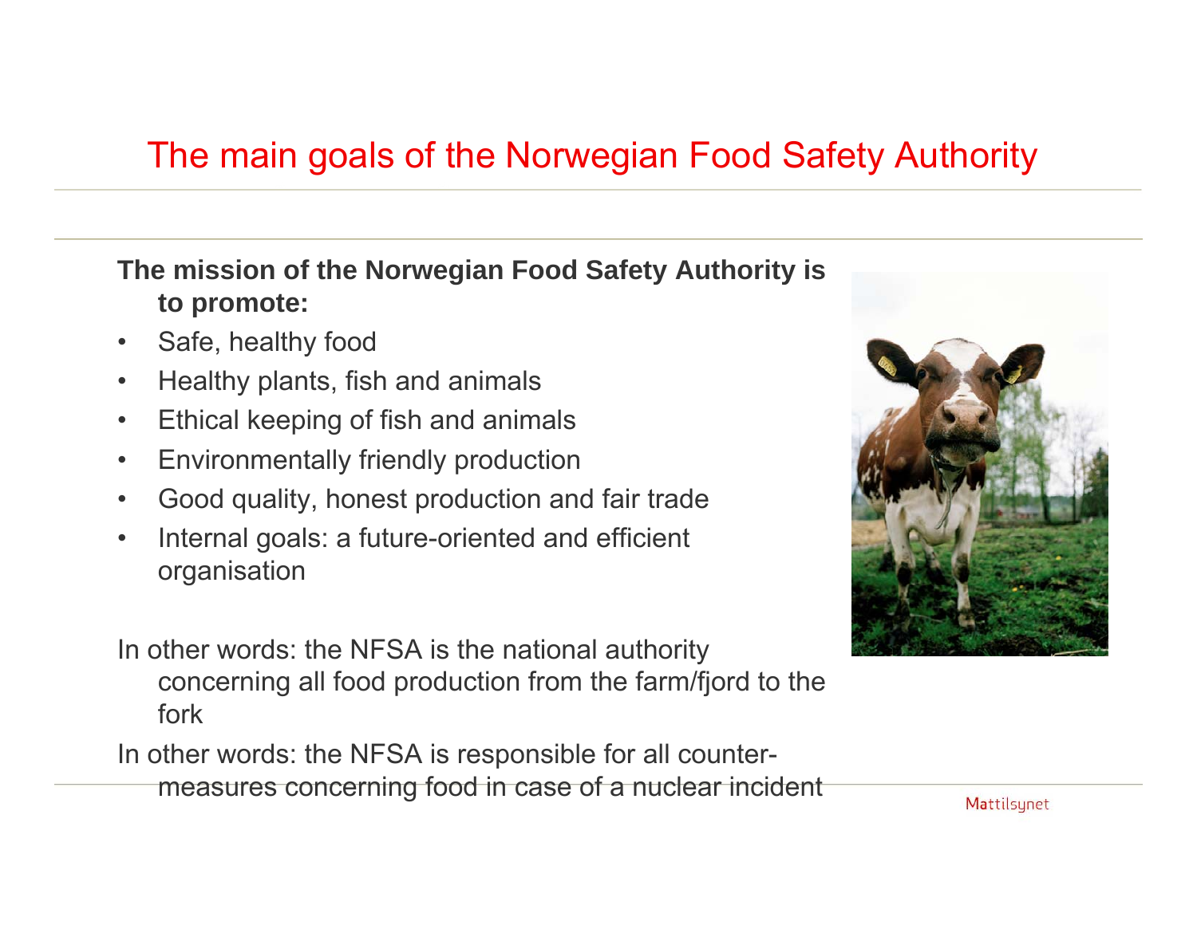# The main goals of the Norwegian Food Safety Authority

**The mission of the Norwegian Food Safety Authority is to promote:**

- Safe, healthy food
- Healthy plants, fish and animals
- Ethical keeping of fish and animals
- Environmentally friendly production
- Good quality, honest production and fair trade
- Internal goals: a future-oriented and efficient organisation

In other words: the NFSA is the national authority concerning all food production from the farm/fjord to the fork

In other words: the NFSA is responsible for all counter-measures concerning food in case of a nuclear incident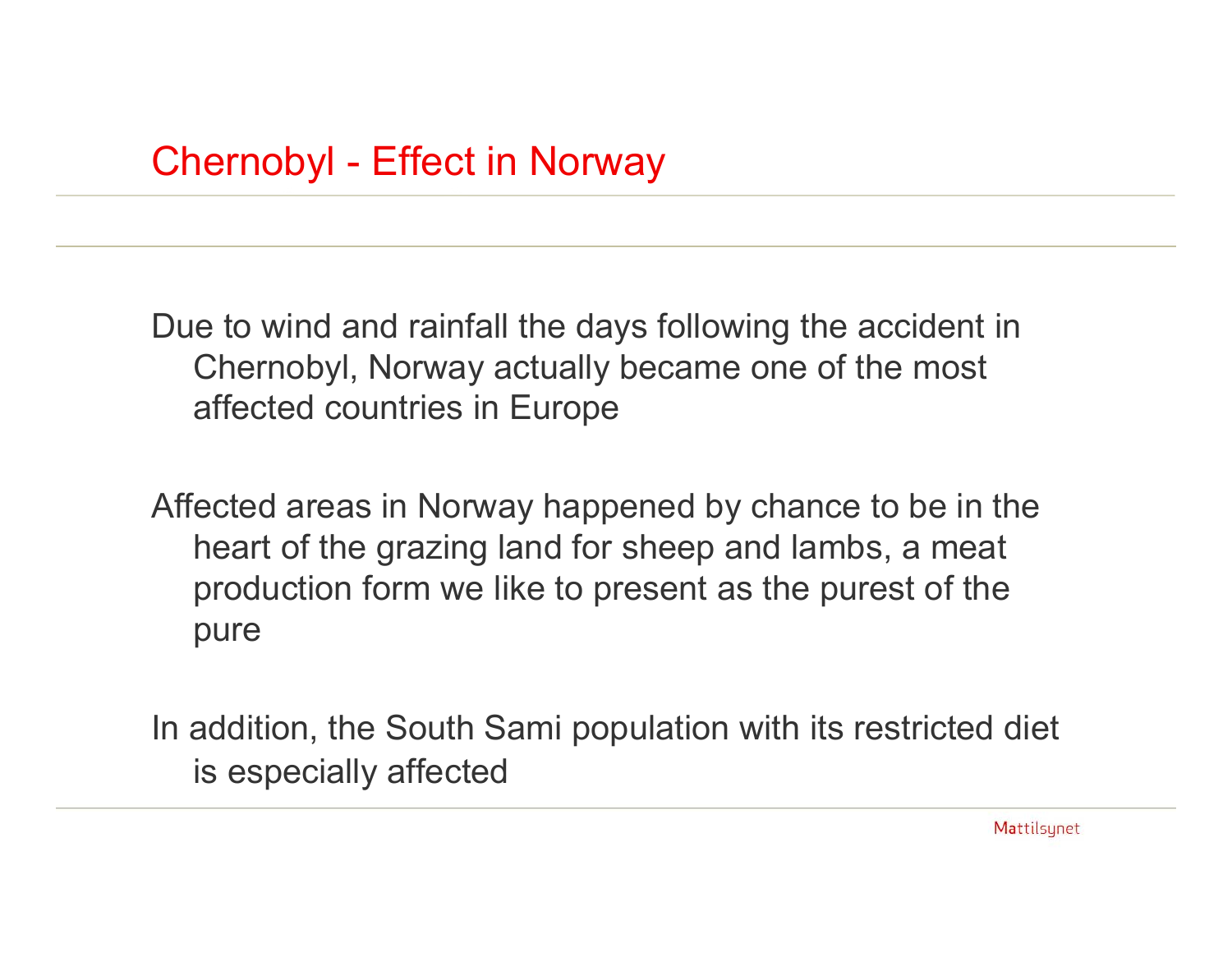# Chernobyl - Effect in Norway

Due to wind and rainfall the days following the accident in Chernobyl, Norway actually became one of the most affected countries in Europe

Affected areas in Norway happened by chance to be in the heart of the grazing land for sheep and lambs, a meat production form we like to present as the purest of the pure

In addition, the South Sami population with its restricted diet is especially affected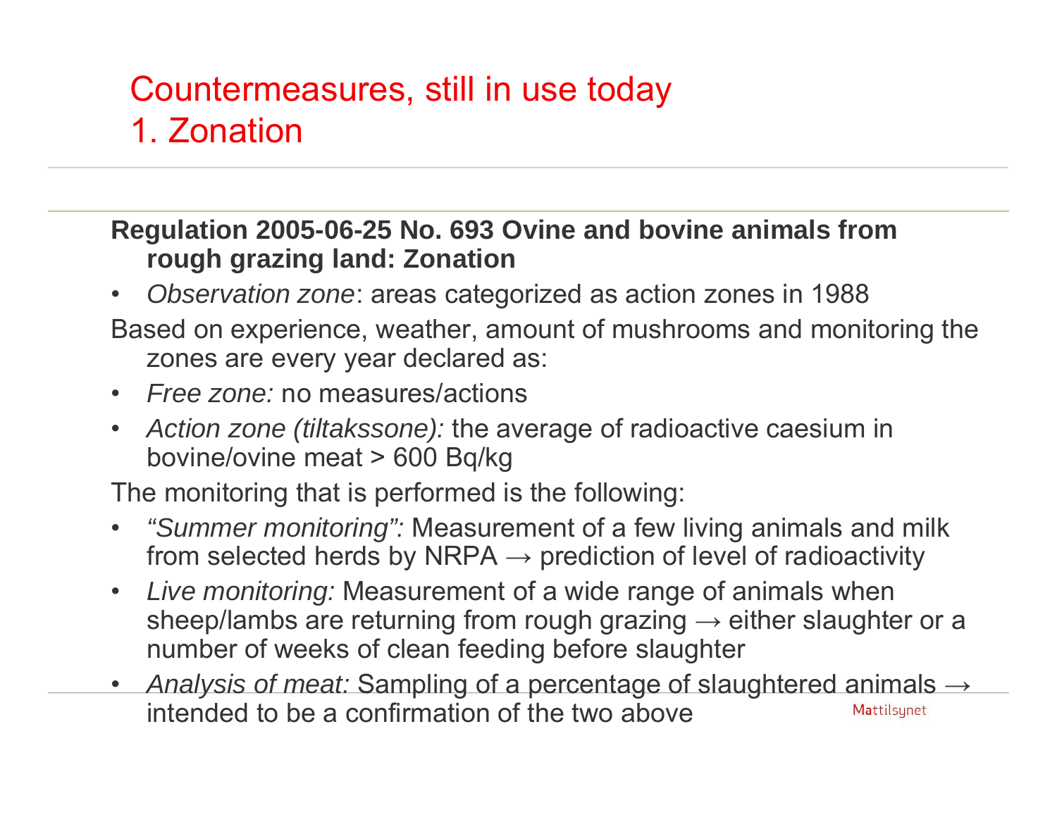# Countermeasures, still in use today
# 1. Zonation

**Regulation 2005-06-25 No. 693 Ovine and bovine animals from rough grazing land: Zonation**

- *Observation zone*: areas categorized as action zones in 1988

Based on experience, weather, amount of mushrooms and monitoring the zones are every year declared as:

- *Free zone:* no measures/actions
- *Action zone (tiltakssone):* the average of radioactive caesium in bovine/ovine meat > 600 Bq/kg

The monitoring that is performed is the following:

- *"Summer monitoring":* Measurement of a few living animals and milk from selected herds by NRPA → prediction of level of radioactivity
- *Live monitoring:* Measurement of a wide range of animals when sheep/lambs are returning from rough grazing → either slaughter or a number of weeks of clean feeding before slaughter
- *Analysis of meat:* Sampling of a percentage of slaughtered animals → intended to be a confirmation of the two above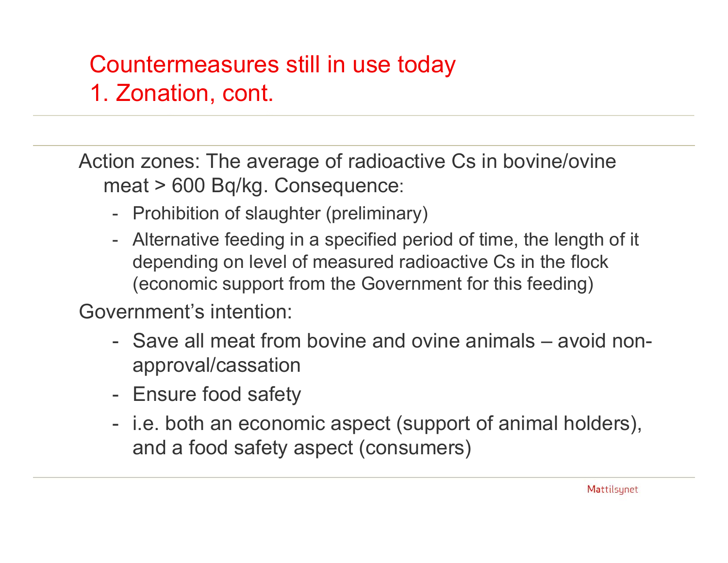# Countermeasures still in use today
# 1. Zonation, cont.

Action zones: The average of radioactive Cs in bovine/ovine meat > 600 Bq/kg. Consequence:

- Prohibition of slaughter (preliminary)
- Alternative feeding in a specified period of time, the length of it depending on level of measured radioactive Cs in the flock (economic support from the Government for this feeding)

Government's intention:

- Save all meat from bovine and ovine animals – avoid non-approval/cassation
- Ensure food safety
- i.e. both an economic aspect (support of animal holders), and a food safety aspect (consumers)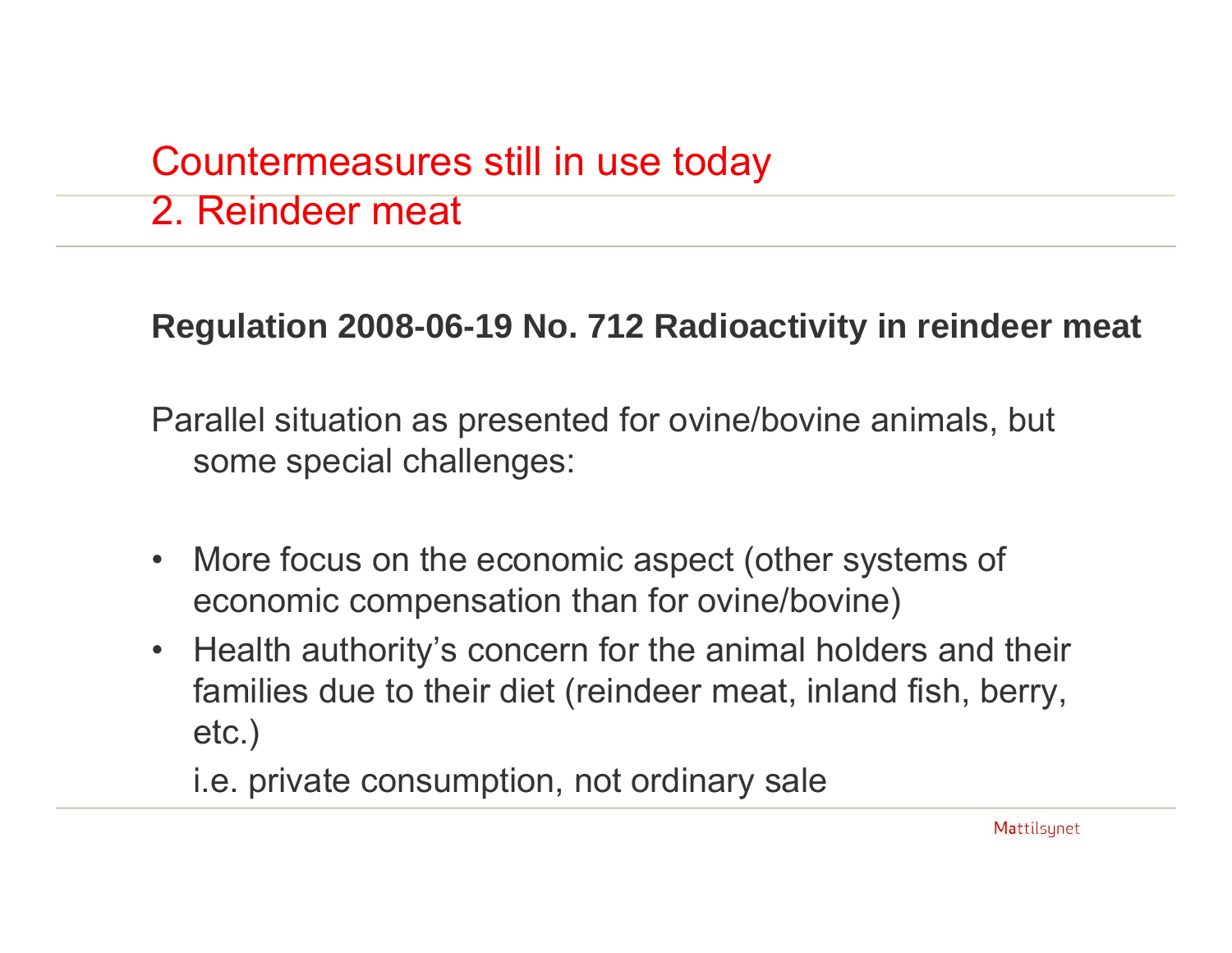# Countermeasures still in use today
## 2. Reindeer meat

**Regulation 2008-06-19 No. 712 Radioactivity in reindeer meat**

Parallel situation as presented for ovine/bovine animals, but some special challenges:

- More focus on the economic aspect (other systems of economic compensation than for ovine/bovine)
- Health authority's concern for the animal holders and their families due to their diet (reindeer meat, inland fish, berry, etc.)

  i.e. private consumption, not ordinary sale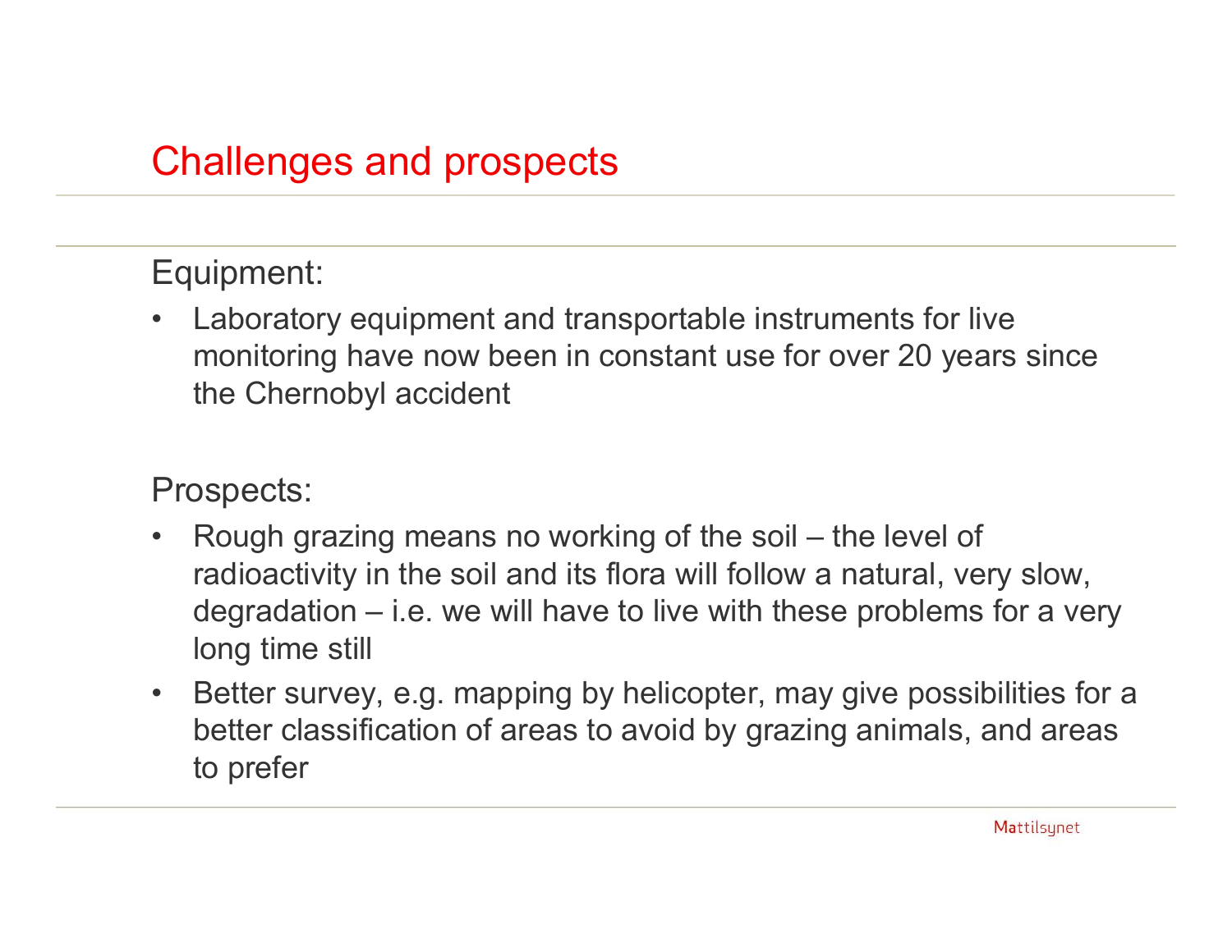# Challenges and prospects

Equipment:

- Laboratory equipment and transportable instruments for live monitoring have now been in constant use for over 20 years since the Chernobyl accident

Prospects:

- Rough grazing means no working of the soil – the level of radioactivity in the soil and its flora will follow a natural, very slow, degradation – i.e. we will have to live with these problems for a very long time still
- Better survey, e.g. mapping by helicopter, may give possibilities for a better classification of areas to avoid by grazing animals, and areas to prefer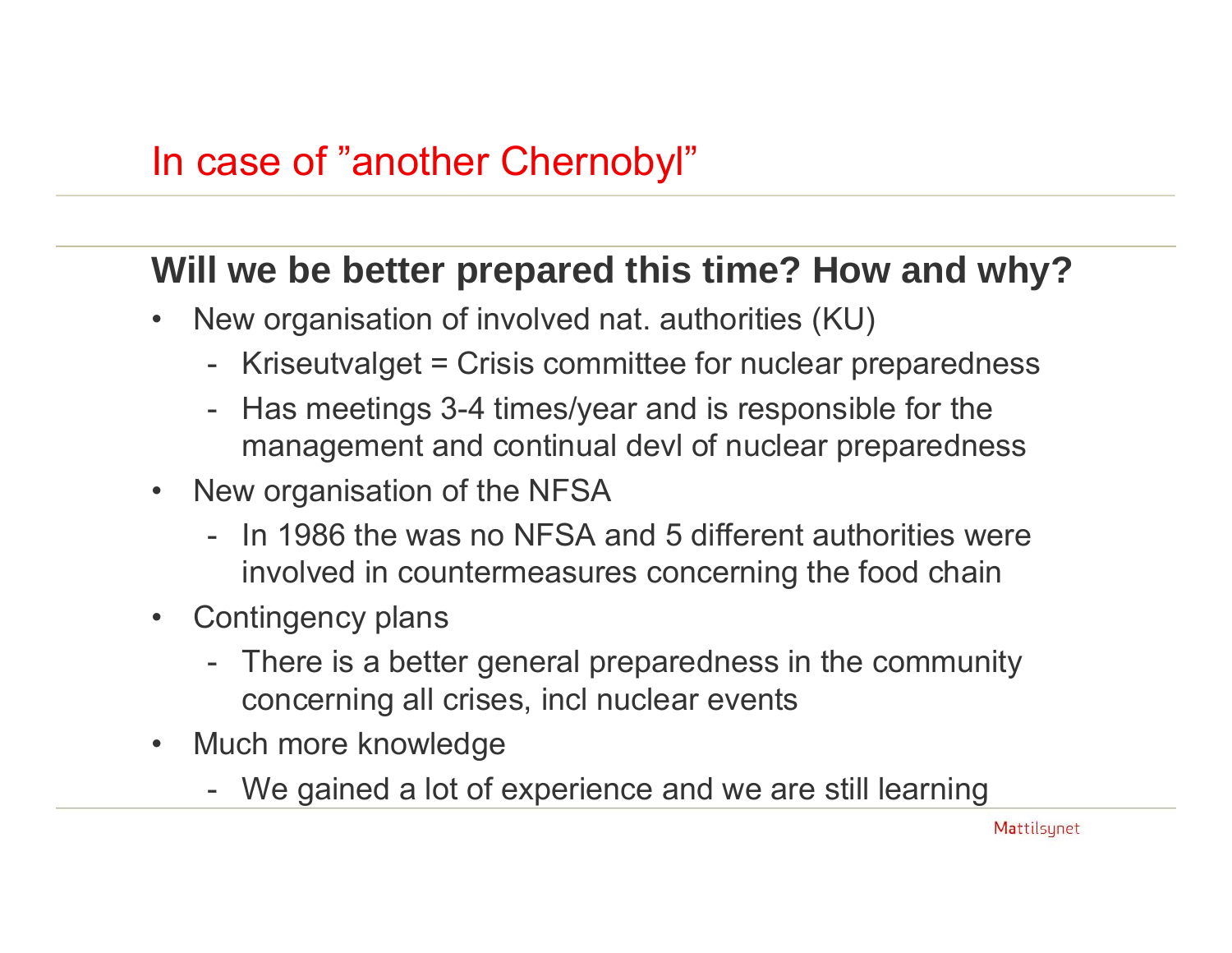# In case of ”another Chernobyl”

## Will we be better prepared this time? How and why?

- New organisation of involved nat. authorities (KU)
  - Kriseutvalget = Crisis committee for nuclear preparedness
  - Has meetings 3-4 times/year and is responsible for the management and continual devl of nuclear preparedness
- New organisation of the NFSA
  - In 1986 the was no NFSA and 5 different authorities were involved in countermeasures concerning the food chain
- Contingency plans
  - There is a better general preparedness in the community concerning all crises, incl nuclear events
- Much more knowledge
  - We gained a lot of experience and we are still learning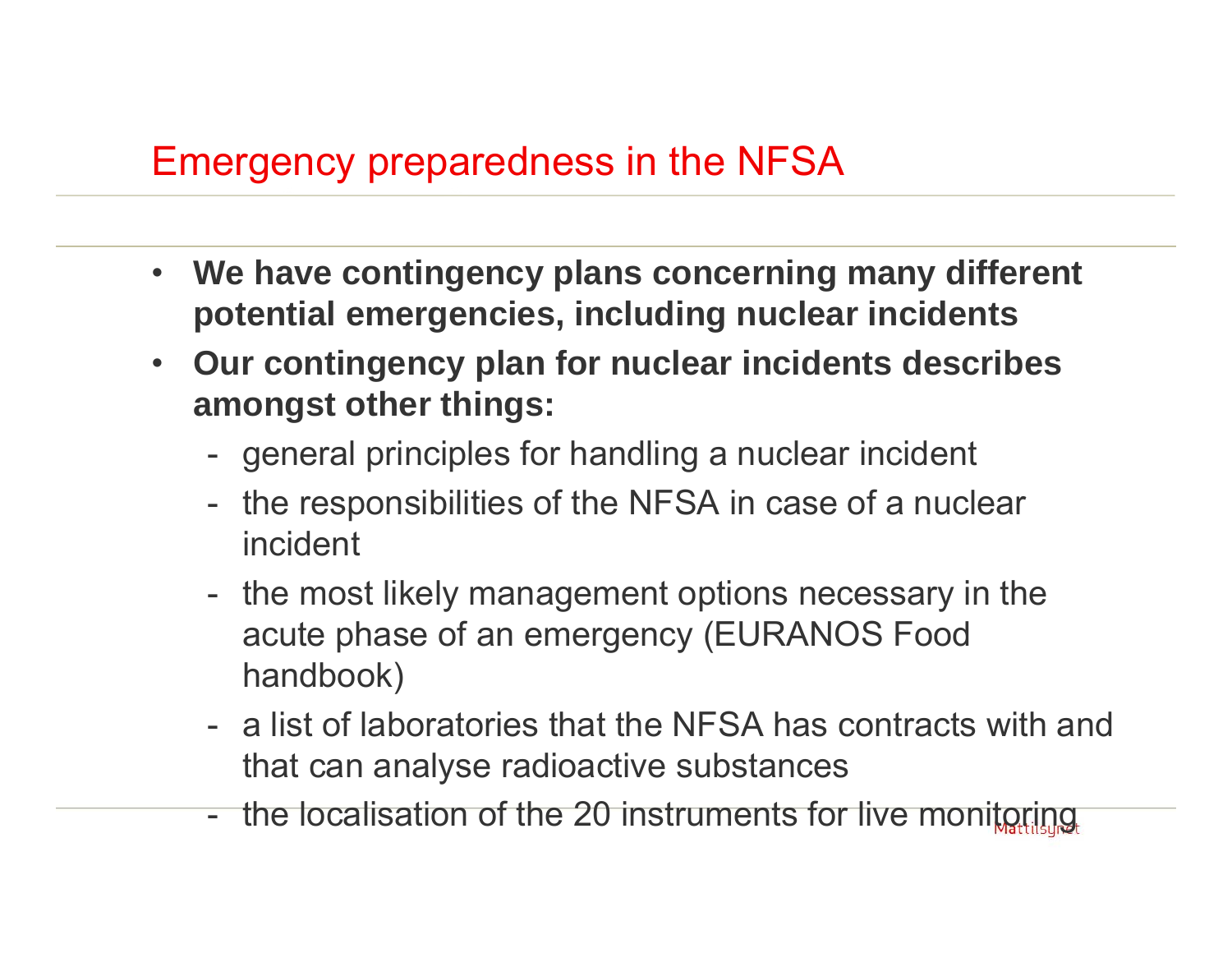# Emergency preparedness in the NFSA

- **We have contingency plans concerning many different potential emergencies, including nuclear incidents**
- **Our contingency plan for nuclear incidents describes amongst other things:**
  - general principles for handling a nuclear incident
  - the responsibilities of the NFSA in case of a nuclear incident
  - the most likely management options necessary in the acute phase of an emergency (EURANOS Food handbook)
  - a list of laboratories that the NFSA has contracts with and that can analyse radioactive substances
  - the localisation of the 20 instruments for live monitoring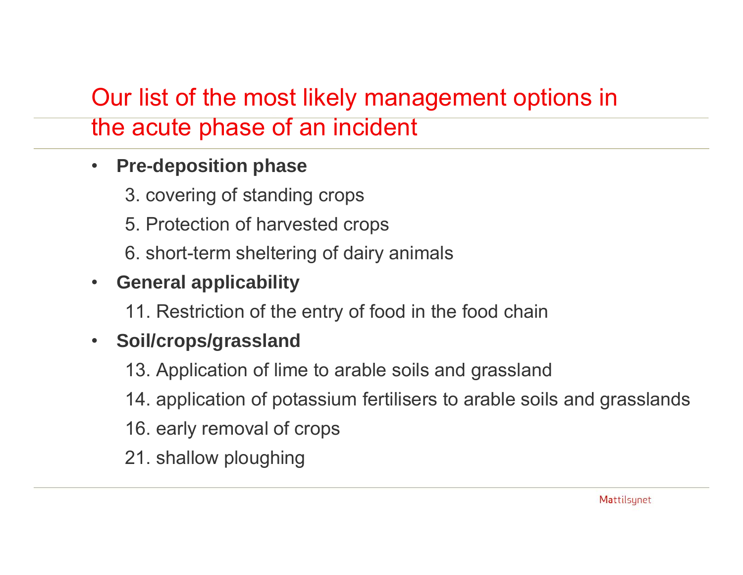# Our list of the most likely management options in the acute phase of an incident

- **Pre-deposition phase**
  - 3. covering of standing crops
  - 5. Protection of harvested crops
  - 6. short-term sheltering of dairy animals
- **General applicability**
  - 11. Restriction of the entry of food in the food chain
- **Soil/crops/grassland**
  - 13. Application of lime to arable soils and grassland
  - 14. application of potassium fertilisers to arable soils and grasslands
  - 16. early removal of crops
  - 21. shallow ploughing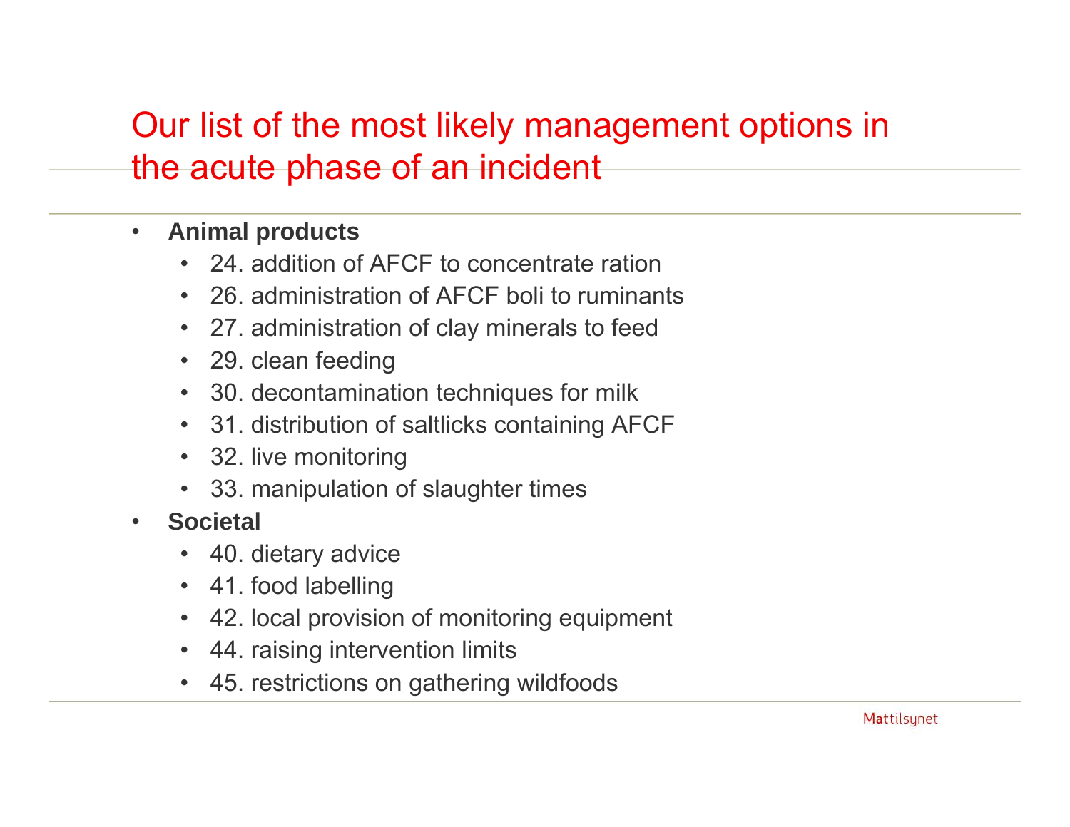# Our list of the most likely management options in the acute phase of an incident

- **Animal products**
  - 24. addition of AFCF to concentrate ration
  - 26. administration of AFCF boli to ruminants
  - 27. administration of clay minerals to feed
  - 29. clean feeding
  - 30. decontamination techniques for milk
  - 31. distribution of saltlicks containing AFCF
  - 32. live monitoring
  - 33. manipulation of slaughter times
- **Societal**
  - 40. dietary advice
  - 41. food labelling
  - 42. local provision of monitoring equipment
  - 44. raising intervention limits
  - 45. restrictions on gathering wildfoods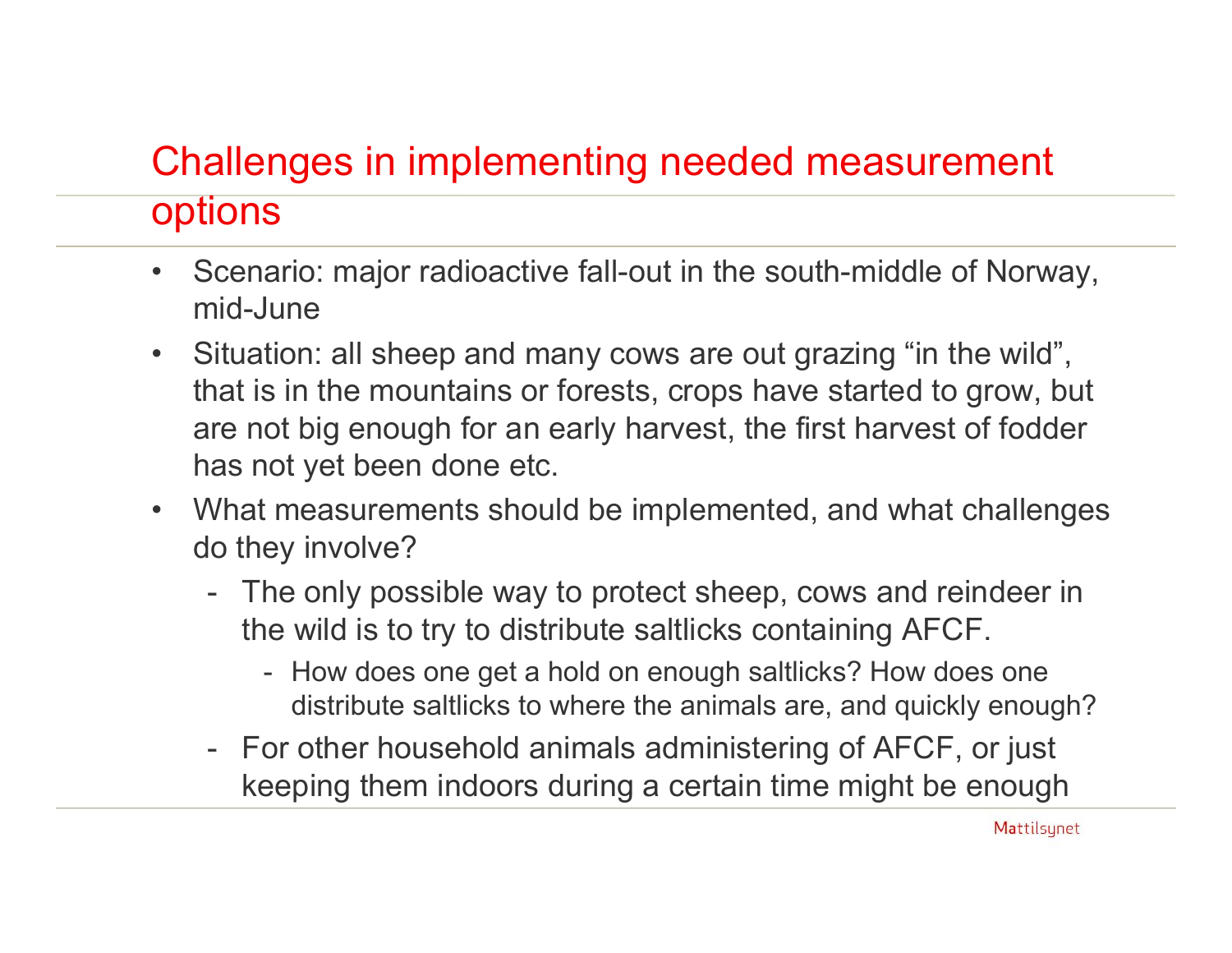# Challenges in implementing needed measurement options

- Scenario: major radioactive fall-out in the south-middle of Norway, mid-June
- Situation: all sheep and many cows are out grazing “in the wild”, that is in the mountains or forests, crops have started to grow, but are not big enough for an early harvest, the first harvest of fodder has not yet been done etc.
- What measurements should be implemented, and what challenges do they involve?
  - The only possible way to protect sheep, cows and reindeer in the wild is to try to distribute saltlicks containing AFCF.
    - How does one get a hold on enough saltlicks? How does one distribute saltlicks to where the animals are, and quickly enough?
  - For other household animals administering of AFCF, or just keeping them indoors during a certain time might be enough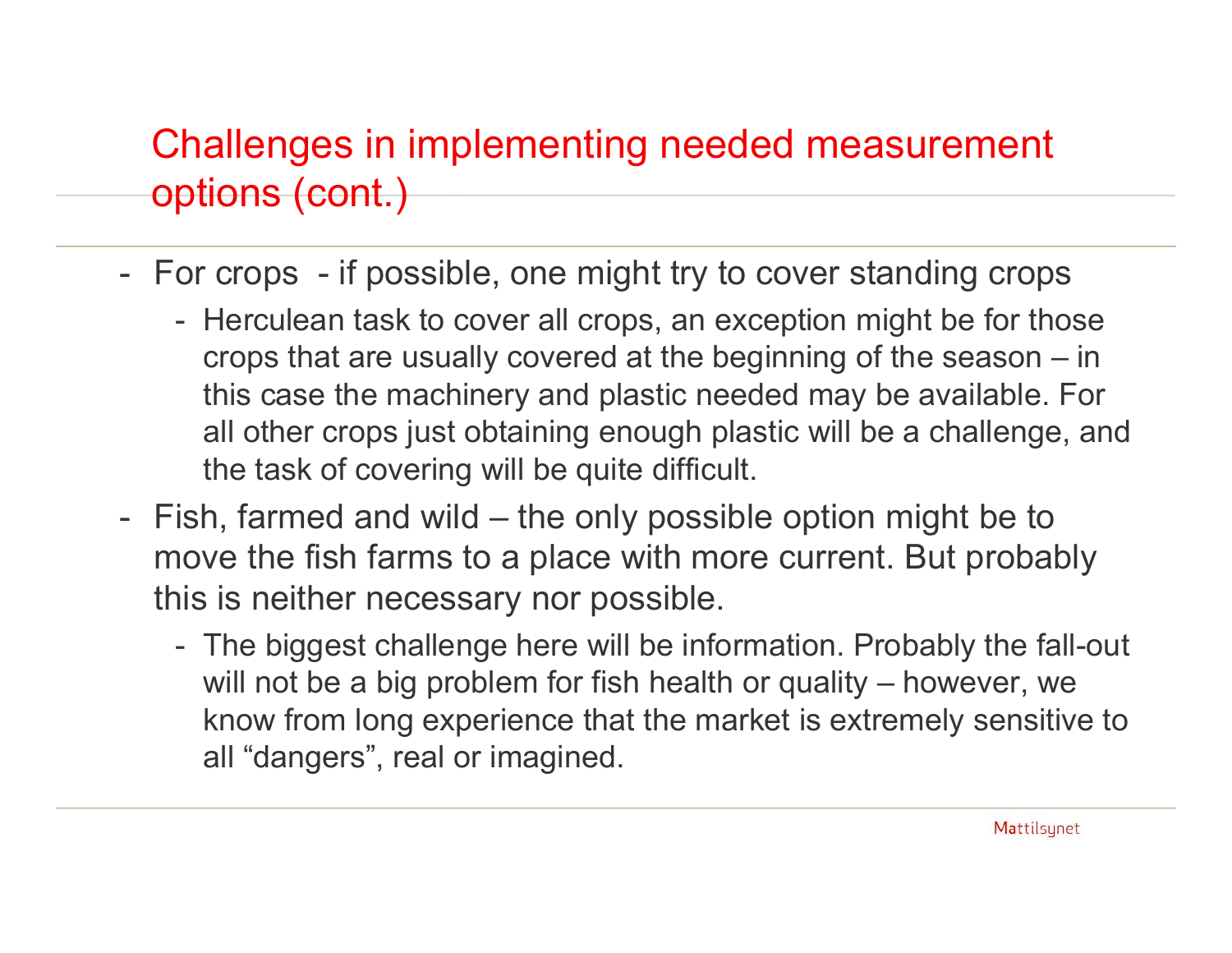## Challenges in implementing needed measurement options (cont.)

- For crops - if possible, one might try to cover standing crops
  - Herculean task to cover all crops, an exception might be for those crops that are usually covered at the beginning of the season – in this case the machinery and plastic needed may be available. For all other crops just obtaining enough plastic will be a challenge, and the task of covering will be quite difficult.
- Fish, farmed and wild – the only possible option might be to move the fish farms to a place with more current. But probably this is neither necessary nor possible.
  - The biggest challenge here will be information. Probably the fall-out will not be a big problem for fish health or quality – however, we know from long experience that the market is extremely sensitive to all "dangers", real or imagined.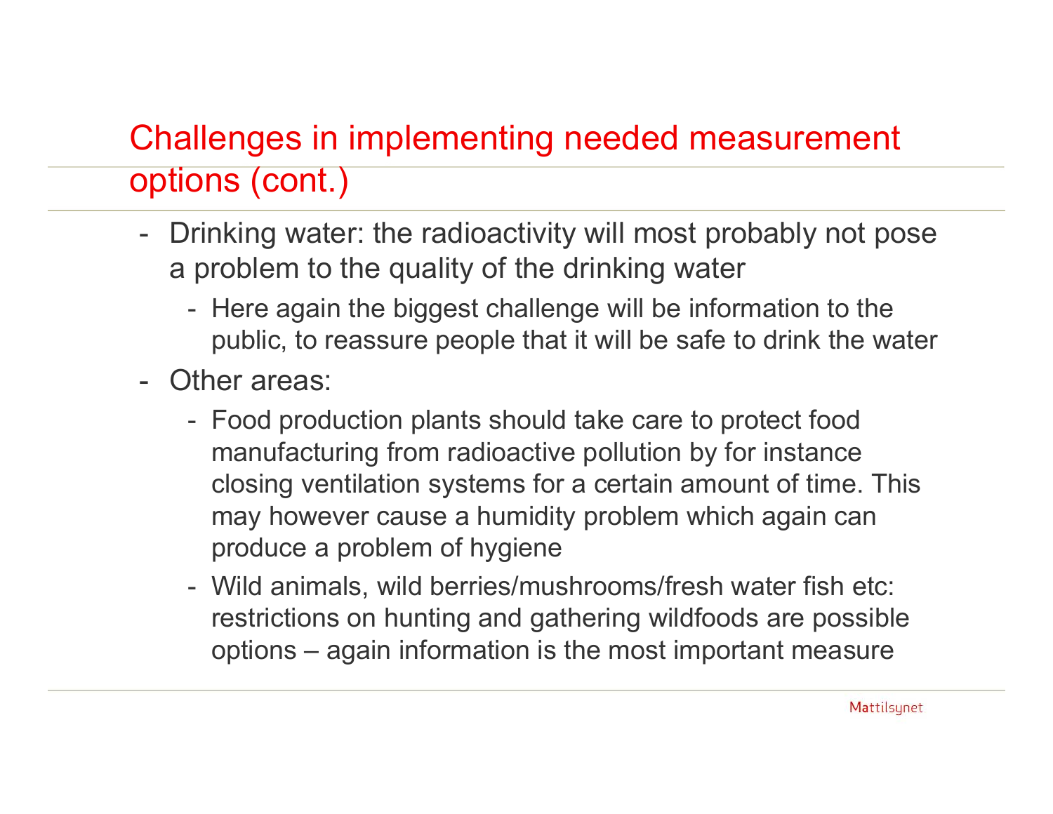# Challenges in implementing needed measurement options (cont.)

- Drinking water: the radioactivity will most probably not pose a problem to the quality of the drinking water
  - Here again the biggest challenge will be information to the public, to reassure people that it will be safe to drink the water
- Other areas:
  - Food production plants should take care to protect food manufacturing from radioactive pollution by for instance closing ventilation systems for a certain amount of time. This may however cause a humidity problem which again can produce a problem of hygiene
  - Wild animals, wild berries/mushrooms/fresh water fish etc: restrictions on hunting and gathering wildfoods are possible options – again information is the most important measure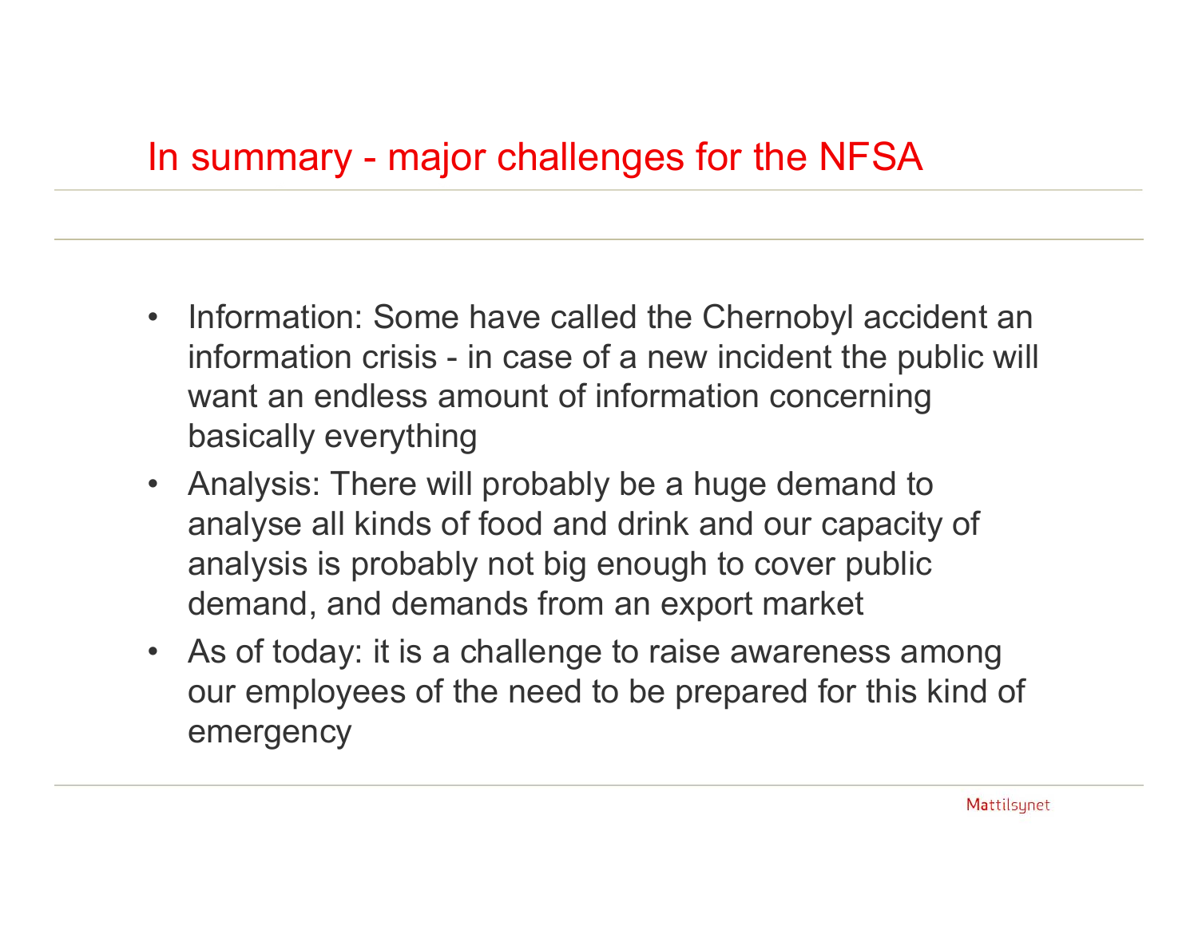# In summary - major challenges for the NFSA

- Information: Some have called the Chernobyl accident an information crisis - in case of a new incident the public will want an endless amount of information concerning basically everything
- Analysis: There will probably be a huge demand to analyse all kinds of food and drink and our capacity of analysis is probably not big enough to cover public demand, and demands from an export market
- As of today: it is a challenge to raise awareness among our employees of the need to be prepared for this kind of emergency